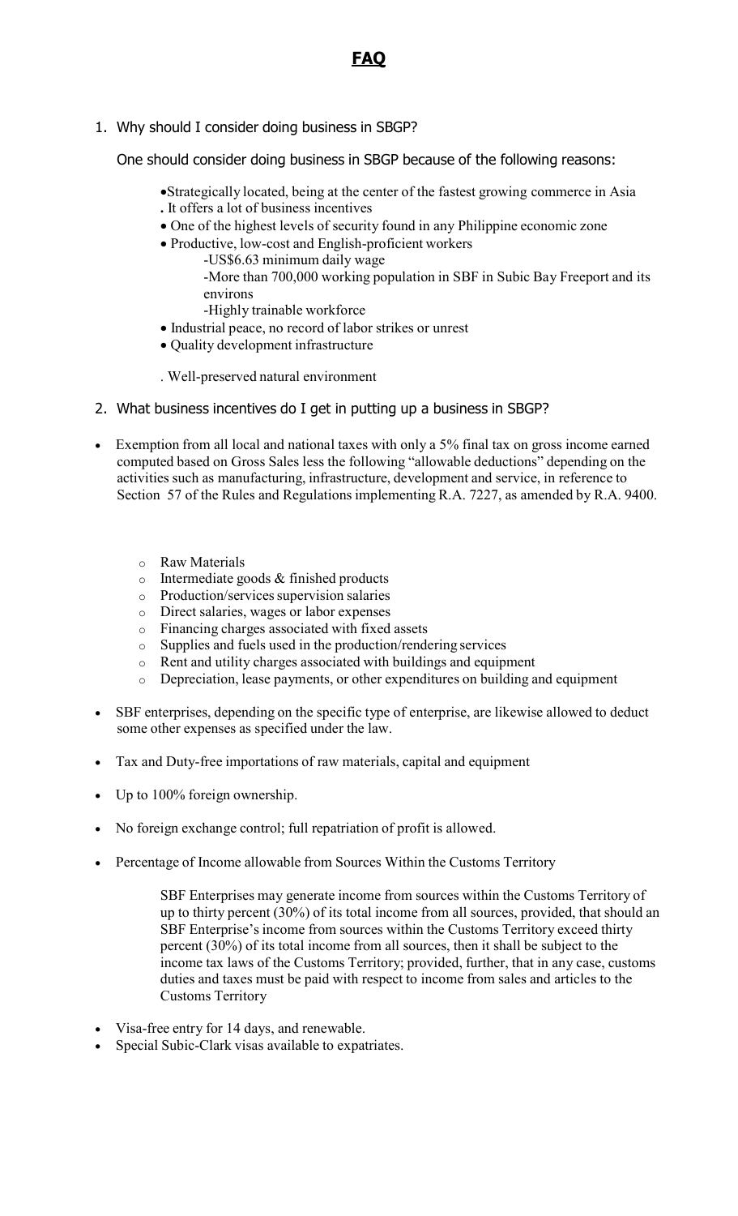# FAQ

1. Why should I consider doing business in SBGP?

   One should consider doing business in SBGP because of the following reasons:

   - Strategically located, being at the center of the fastest growing commerce in Asia
   - It offers a lot of business incentives
   - One of the highest levels of security found in any Philippine economic zone
   - Productive, low-cost and English-proficient workers
     - US$6.63 minimum daily wage
     - More than 700,000 working population in SBF in Subic Bay Freeport and its environs
     - Highly trainable workforce
   - Industrial peace, no record of labor strikes or unrest
   - Quality development infrastructure
   - Well-preserved natural environment

2. What business incentives do I get in putting up a business in SBGP?

- Exemption from all local and national taxes with only a 5% final tax on gross income earned computed based on Gross Sales less the following "allowable deductions" depending on the activities such as manufacturing, infrastructure, development and service, in reference to Section 57 of the Rules and Regulations implementing R.A. 7227, as amended by R.A. 9400.
  - Raw Materials
  - Intermediate goods & finished products
  - Production/services supervision salaries
  - Direct salaries, wages or labor expenses
  - Financing charges associated with fixed assets
  - Supplies and fuels used in the production/rendering services
  - Rent and utility charges associated with buildings and equipment
  - Depreciation, lease payments, or other expenditures on building and equipment
- SBF enterprises, depending on the specific type of enterprise, are likewise allowed to deduct some other expenses as specified under the law.
- Tax and Duty-free importations of raw materials, capital and equipment
- Up to 100% foreign ownership.
- No foreign exchange control; full repatriation of profit is allowed.
- Percentage of Income allowable from Sources Within the Customs Territory

  SBF Enterprises may generate income from sources within the Customs Territory of up to thirty percent (30%) of its total income from all sources, provided, that should an SBF Enterprise's income from sources within the Customs Territory exceed thirty percent (30%) of its total income from all sources, then it shall be subject to the income tax laws of the Customs Territory; provided, further, that in any case, customs duties and taxes must be paid with respect to income from sales and articles to the Customs Territory

- Visa-free entry for 14 days, and renewable.
- Special Subic-Clark visas available to expatriates.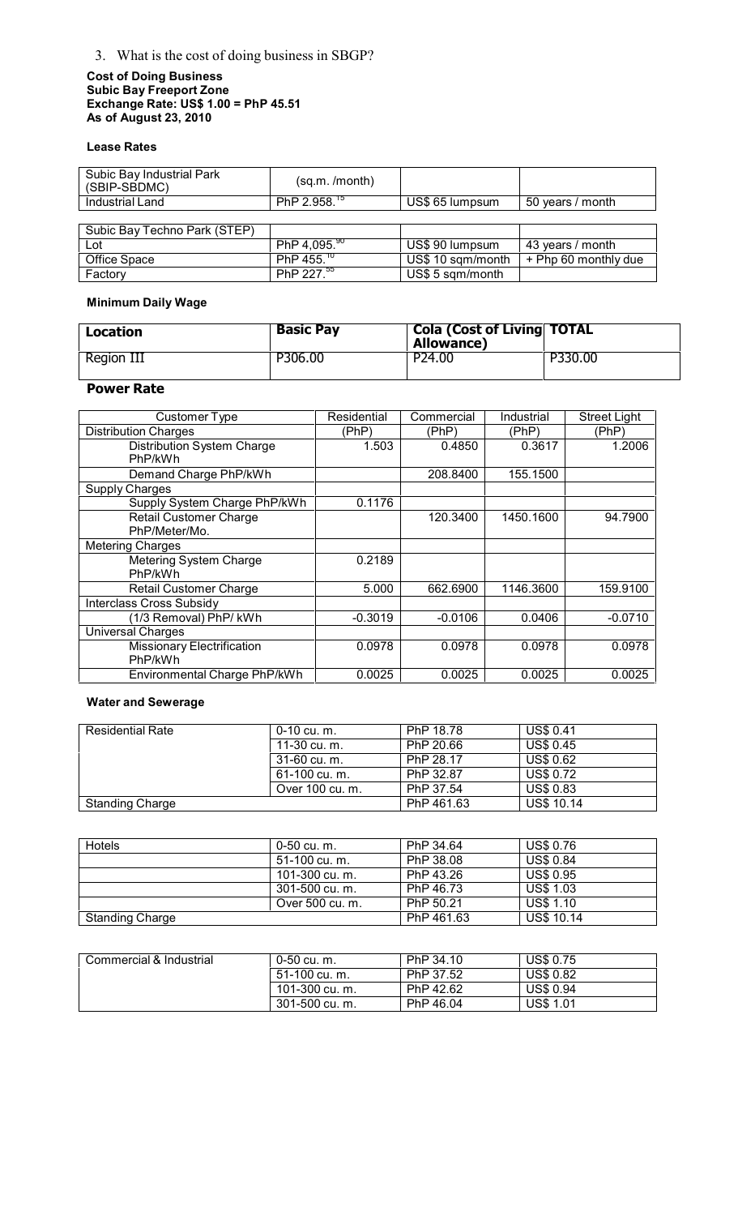3. What is the cost of doing business in SBGP?

**Cost of Doing Business**
**Subic Bay Freeport Zone**
**Exchange Rate: US$ 1.00 = PhP 45.51**
**As of August 23, 2010**

**Lease Rates**

| Subic Bay Industrial Park (SBIP-SBDMC) | (sq.m. /month) | | |
|---|---|---|---|
| Industrial Land | PhP 2.958.[15] | US$ 65 lumpsum | 50 years / month |

| Subic Bay Techno Park (STEP) | | | |
|---|---|---|---|
| Lot | PhP 4,095.[90] | US$ 90 lumpsum | 43 years / month |
| Office Space | PhP 455.[10] | US$ 10 sqm/month | + Php 60 monthly due |
| Factory | PhP 227.[55] | US$ 5 sqm/month | |

**Minimum Daily Wage**

| Location | Basic Pay | Cola (Cost of Living Allowance) | TOTAL |
|---|---|---|---|
| Region III | P306.00 | P24.00 | P330.00 |

**Power Rate**

| Customer Type | Residential | Commercial | Industrial | Street Light |
|---|---|---|---|---|
| Distribution Charges | (PhP) | (PhP) | (PhP) | (PhP) |
| Distribution System Charge PhP/kWh | 1.503 | 0.4850 | 0.3617 | 1.2006 |
| Demand Charge PhP/kWh | | 208.8400 | 155.1500 | |
| Supply Charges | | | | |
| Supply System Charge PhP/kWh | 0.1176 | | | |
| Retail Customer Charge PhP/Meter/Mo. | | 120.3400 | 1450.1600 | 94.7900 |
| Metering Charges | | | | |
| Metering System Charge PhP/kWh | 0.2189 | | | |
| Retail Customer Charge | 5.000 | 662.6900 | 1146.3600 | 159.9100 |
| Interclass Cross Subsidy | | | | |
| (1/3 Removal) PhP/ kWh | -0.3019 | -0.0106 | 0.0406 | -0.0710 |
| Universal Charges | | | | |
| Missionary Electrification PhP/kWh | 0.0978 | 0.0978 | 0.0978 | 0.0978 |
| Environmental Charge PhP/kWh | 0.0025 | 0.0025 | 0.0025 | 0.0025 |

**Water and Sewerage**

| Residential Rate | 0-10 cu. m. | PhP 18.78 | US$ 0.41 |
|---|---|---|---|
| | 11-30 cu. m. | PhP 20.66 | US$ 0.45 |
| | 31-60 cu. m. | PhP 28.17 | US$ 0.62 |
| | 61-100 cu. m. | PhP 32.87 | US$ 0.72 |
| | Over 100 cu. m. | PhP 37.54 | US$ 0.83 |
| Standing Charge | | PhP 461.63 | US$ 10.14 |

| Hotels | 0-50 cu. m. | PhP 34.64 | US$ 0.76 |
|---|---|---|---|
| | 51-100 cu. m. | PhP 38.08 | US$ 0.84 |
| | 101-300 cu. m. | PhP 43.26 | US$ 0.95 |
| | 301-500 cu. m. | PhP 46.73 | US$ 1.03 |
| | Over 500 cu. m. | PhP 50.21 | US$ 1.10 |
| Standing Charge | | PhP 461.63 | US$ 10.14 |

| Commercial & Industrial | 0-50 cu. m. | PhP 34.10 | US$ 0.75 |
|---|---|---|---|
| | 51-100 cu. m. | PhP 37.52 | US$ 0.82 |
| | 101-300 cu. m. | PhP 42.62 | US$ 0.94 |
| | 301-500 cu. m. | PhP 46.04 | US$ 1.01 |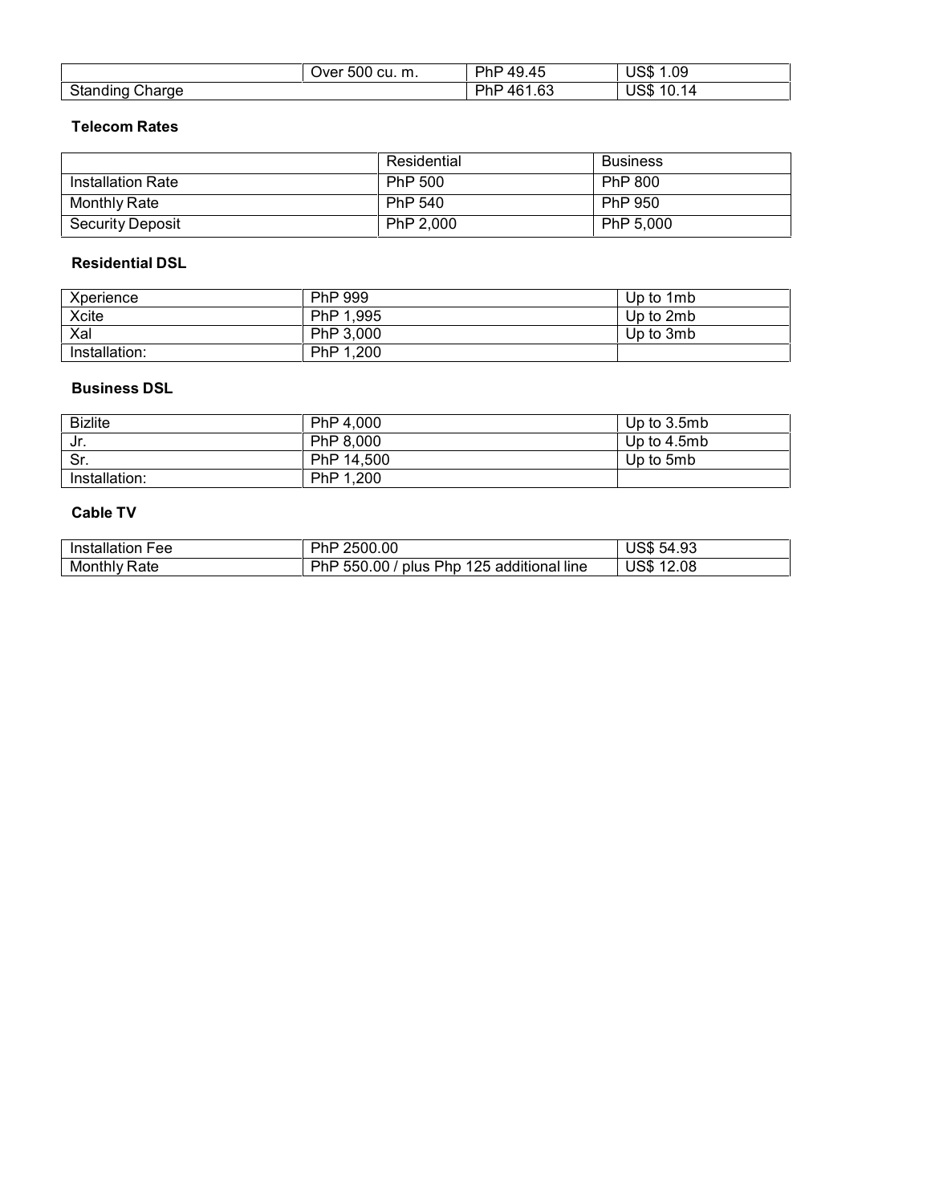|  | Over 500 cu. m. | PhP 49.45 | US$ 1.09 |
|---|---|---|---|
| Standing Charge |  | PhP 461.63 | US$ 10.14 |

**Telecom Rates**

|  | Residential | Business |
|---|---|---|
| Installation Rate | PhP 500 | PhP 800 |
| Monthly Rate | PhP 540 | PhP 950 |
| Security Deposit | PhP 2,000 | PhP 5,000 |

**Residential DSL**

| Xperience | PhP 999 | Up to 1mb |
|---|---|---|
| Xcite | PhP 1,995 | Up to 2mb |
| Xal | PhP 3,000 | Up to 3mb |
| Installation: | PhP 1,200 |  |

**Business DSL**

| Bizlite | PhP 4,000 | Up to 3.5mb |
|---|---|---|
| Jr. | PhP 8,000 | Up to 4.5mb |
| Sr. | PhP 14,500 | Up to 5mb |
| Installation: | PhP 1,200 |  |

**Cable TV**

| Installation Fee | PhP 2500.00 | US$ 54.93 |
|---|---|---|
| Monthly Rate | PhP 550.00 / plus Php 125 additional line | US$ 12.08 |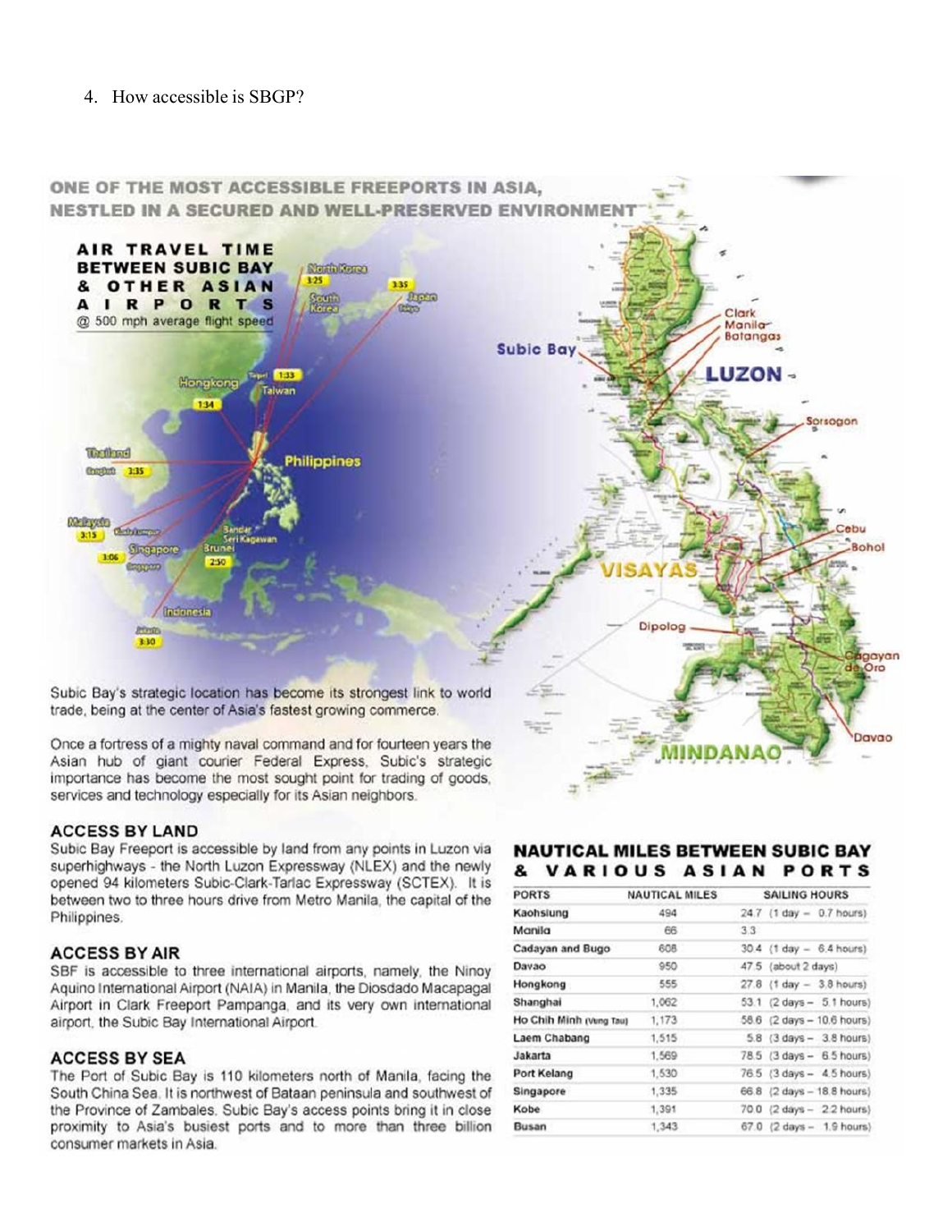4. How accessible is SBGP?

## ONE OF THE MOST ACCESSIBLE FREEPORTS IN ASIA, NESTLED IN A SECURED AND WELL-PRESERVED ENVIRONMENT

### AIR TRAVEL TIME BETWEEN SUBIC BAY & OTHER ASIAN AIRPORTS

@ 500 mph average flight speed

North Korea 3:25
Japan Tokyo 3:35
South Korea
Taipei Taiwan 1:33
Hongkong 1:34
Thailand Bangkok 3:35
Malaysia Kuala Lumpur 3:15
Singapore 3:06
Bandar Seri Kagawan Brunei 2:50
Indonesia Jakarta 3:30
Philippines

Subic Bay
Clark
Manila
Batangas
LUZON
Sorsogon
Cebu
Bohol
VISAYAS
Dipolog
Cagayan de Oro
Davao
MINDANAO

Subic Bay's strategic location has become its strongest link to world trade, being at the center of Asia's fastest growing commerce.

Once a fortress of a mighty naval command and for fourteen years the Asian hub of giant courier Federal Express, Subic's strategic importance has become the most sought point for trading of goods, services and technology especially for its Asian neighbors.

### ACCESS BY LAND

Subic Bay Freeport is accessible by land from any points in Luzon via superhighways - the North Luzon Expressway (NLEX) and the newly opened 94 kilometers Subic-Clark-Tarlac Expressway (SCTEX). It is between two to three hours drive from Metro Manila, the capital of the Philippines.

### ACCESS BY AIR

SBF is accessible to three international airports, namely, the Ninoy Aquino International Airport (NAIA) in Manila, the Diosdado Macapagal Airport in Clark Freeport Pampanga, and its very own international airport, the Subic Bay International Airport.

### ACCESS BY SEA

The Port of Subic Bay is 110 kilometers north of Manila, facing the South China Sea. It is northwest of Bataan peninsula and southwest of the Province of Zambales. Subic Bay's access points bring it in close proximity to Asia's busiest ports and to more than three billion consumer markets in Asia.

### NAUTICAL MILES BETWEEN SUBIC BAY & VARIOUS ASIAN PORTS

| PORTS | NAUTICAL MILES | SAILING HOURS |
|---|---|---|
| Kaohsiung | 494 | 24.7 (1 day – 0.7 hours) |
| Manila | 66 | 3.3 |
| Cadayan and Bugo | 608 | 30.4 (1 day – 6.4 hours) |
| Davao | 950 | 47.5 (about 2 days) |
| Hongkong | 555 | 27.8 (1 day – 3.8 hours) |
| Shanghai | 1,062 | 53.1 (2 days – 5.1 hours) |
| Ho Chih Minh (Vung Tau) | 1,173 | 58.6 (2 days – 10.6 hours) |
| Laem Chabang | 1,515 | 5.8 (3 days – 3.8 hours) |
| Jakarta | 1,569 | 78.5 (3 days – 6.5 hours) |
| Port Kelang | 1,530 | 76.5 (3 days – 4.5 hours) |
| Singapore | 1,335 | 66.8 (2 days – 18.8 hours) |
| Kobe | 1,391 | 70.0 (2 days – 2.2 hours) |
| Busan | 1,343 | 67.0 (2 days – 1.9 hours) |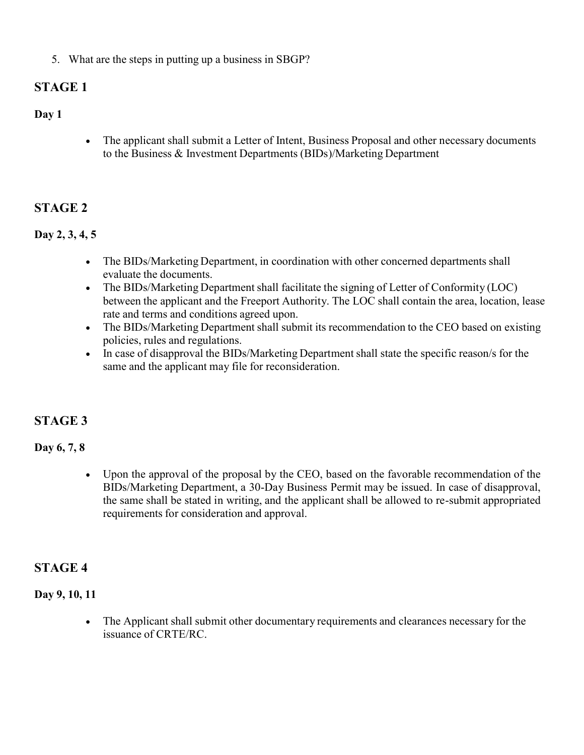5. What are the steps in putting up a business in SBGP?

## STAGE 1

**Day 1**

- The applicant shall submit a Letter of Intent, Business Proposal and other necessary documents to the Business & Investment Departments (BIDs)/Marketing Department

## STAGE 2

**Day 2, 3, 4, 5**

- The BIDs/Marketing Department, in coordination with other concerned departments shall evaluate the documents.
- The BIDs/Marketing Department shall facilitate the signing of Letter of Conformity (LOC) between the applicant and the Freeport Authority. The LOC shall contain the area, location, lease rate and terms and conditions agreed upon.
- The BIDs/Marketing Department shall submit its recommendation to the CEO based on existing policies, rules and regulations.
- In case of disapproval the BIDs/Marketing Department shall state the specific reason/s for the same and the applicant may file for reconsideration.

## STAGE 3

**Day 6, 7, 8**

- Upon the approval of the proposal by the CEO, based on the favorable recommendation of the BIDs/Marketing Department, a 30-Day Business Permit may be issued. In case of disapproval, the same shall be stated in writing, and the applicant shall be allowed to re-submit appropriated requirements for consideration and approval.

## STAGE 4

**Day 9, 10, 11**

- The Applicant shall submit other documentary requirements and clearances necessary for the issuance of CRTE/RC.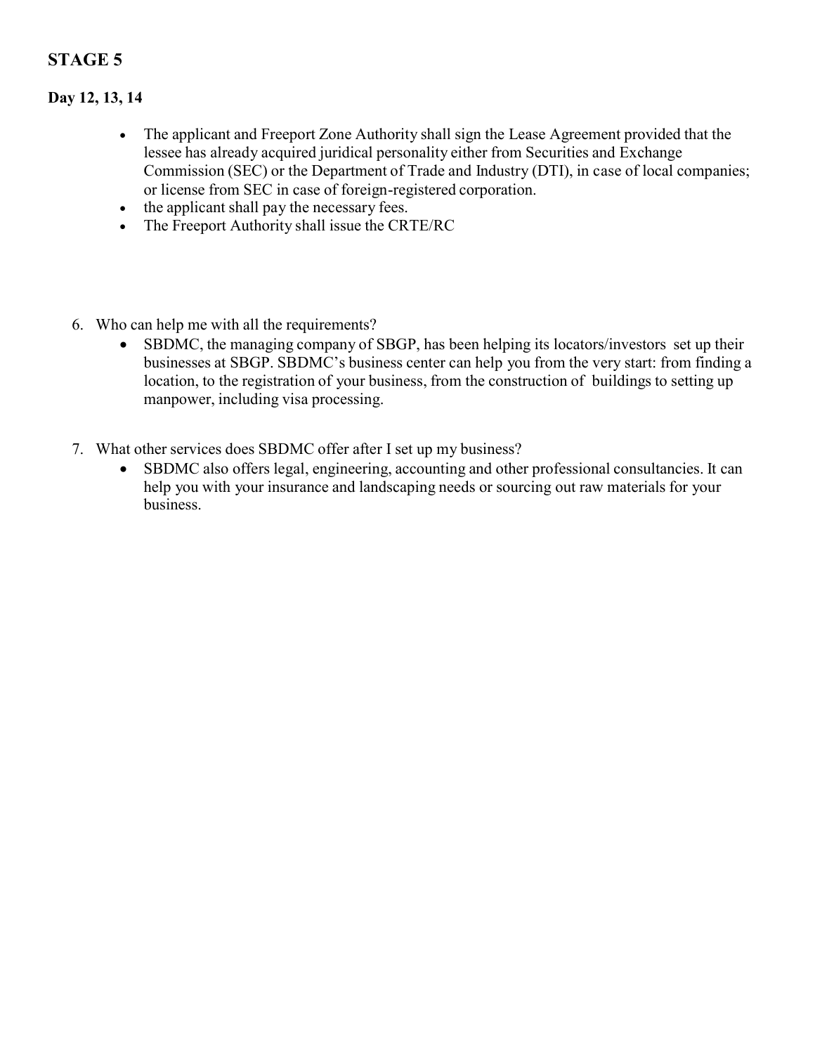## STAGE 5

**Day 12, 13, 14**

- The applicant and Freeport Zone Authority shall sign the Lease Agreement provided that the lessee has already acquired juridical personality either from Securities and Exchange Commission (SEC) or the Department of Trade and Industry (DTI), in case of local companies; or license from SEC in case of foreign-registered corporation.
- the applicant shall pay the necessary fees.
- The Freeport Authority shall issue the CRTE/RC

6. Who can help me with all the requirements?
   - SBDMC, the managing company of SBGP, has been helping its locators/investors set up their businesses at SBGP. SBDMC's business center can help you from the very start: from finding a location, to the registration of your business, from the construction of buildings to setting up manpower, including visa processing.

7. What other services does SBDMC offer after I set up my business?
   - SBDMC also offers legal, engineering, accounting and other professional consultancies. It can help you with your insurance and landscaping needs or sourcing out raw materials for your business.